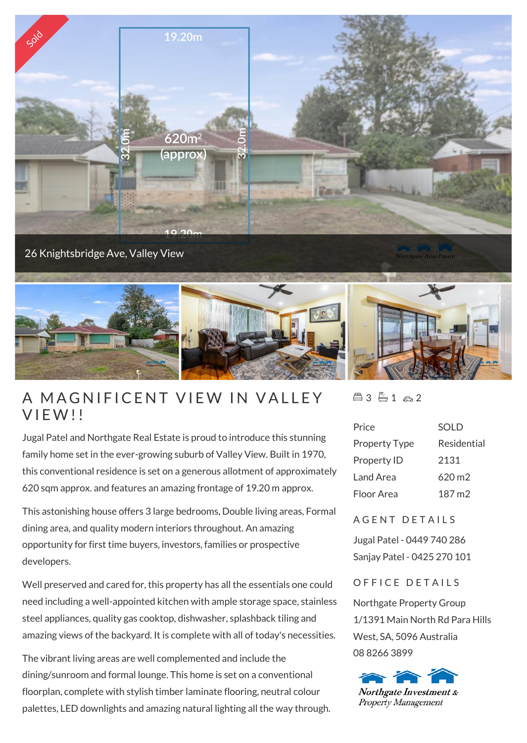# A MAGNIFICENT VIEW IN VALLEY VIEW!!

Jugal Patel and Northgate Real Estate is proud to introduce this stunning family home set in the ever-growing suburb of Valley View. Built in 1970, this conventional residence is set on a generous allotment of approximately 620 sqm approx. and features an amazing frontage of 19.20 m approx.

This astonishing house offers 3 large bedrooms, Double living areas, Formal dining area, and quality modern interiors throughout. An amazing opportunity for first time buyers, investors, families or prospective developers.

Well preserved and cared for, this property has all the essentials one could need including a well-appointed kitchen with ample storage space, stainless steel appliances, quality gas cooktop, dishwasher, splashback tiling and amazing views of the backyard. It is complete with all of today's necessities.

The vibrant living areas are well complemented and include the dining/sunroom and formal lounge. This home is set on a conventional floorplan, complete with stylish timber laminate flooring, neutral colour palettes, LED downlights and amazing natural lighting all the way through.

3 | 1 | 2

| | |
|---|---|
| Price | SOLD |
| Property Type | Residential |
| Property ID | 2131 |
| Land Area | 620 m2 |
| Floor Area | 187 m2 |

## AGENT DETAILS

Jugal Patel - 0449 740 286
Sanjay Patel - 0425 270 101

## OFFICE DETAILS

Northgate Property Group
1/1391 Main North Rd Para Hills West, SA, 5096 Australia
08 8266 3899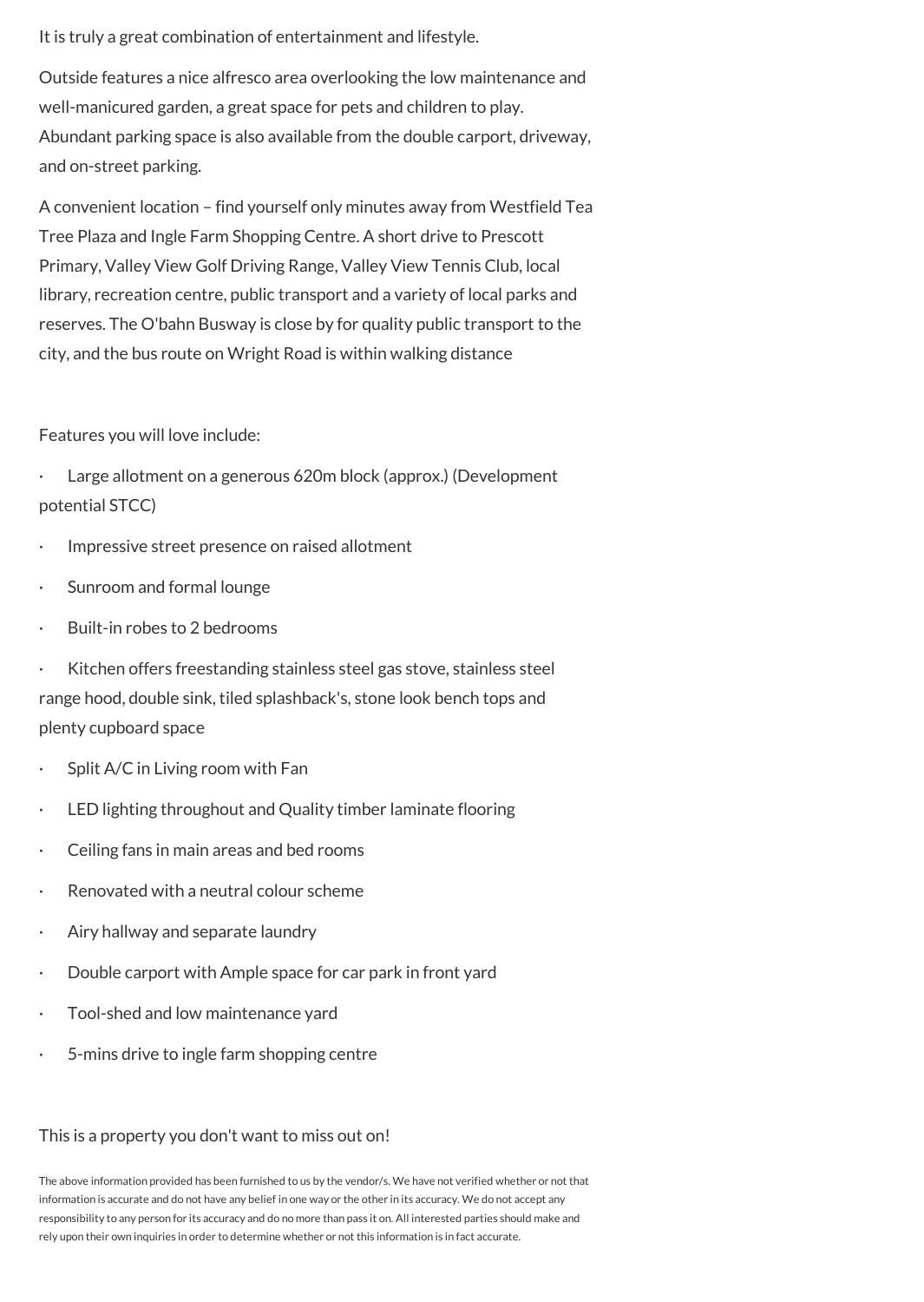It is truly a great combination of entertainment and lifestyle.

Outside features a nice alfresco area overlooking the low maintenance and well-manicured garden, a great space for pets and children to play. Abundant parking space is also available from the double carport, driveway, and on-street parking.

A convenient location – find yourself only minutes away from Westfield Tea Tree Plaza and Ingle Farm Shopping Centre. A short drive to Prescott Primary, Valley View Golf Driving Range, Valley View Tennis Club, local library, recreation centre, public transport and a variety of local parks and reserves. The O'bahn Busway is close by for quality public transport to the city, and the bus route on Wright Road is within walking distance

Features you will love include:

- Large allotment on a generous 620m block (approx.) (Development potential STCC)
- Impressive street presence on raised allotment
- Sunroom and formal lounge
- Built-in robes to 2 bedrooms
- Kitchen offers freestanding stainless steel gas stove, stainless steel range hood, double sink, tiled splashback's, stone look bench tops and plenty cupboard space
- Split A/C in Living room with Fan
- LED lighting throughout and Quality timber laminate flooring
- Ceiling fans in main areas and bed rooms
- Renovated with a neutral colour scheme
- Airy hallway and separate laundry
- Double carport with Ample space for car park in front yard
- Tool-shed and low maintenance yard
- 5-mins drive to ingle farm shopping centre

This is a property you don't want to miss out on!

The above information provided has been furnished to us by the vendor/s. We have not verified whether or not that information is accurate and do not have any belief in one way or the other in its accuracy. We do not accept any responsibility to any person for its accuracy and do no more than pass it on. All interested parties should make and rely upon their own inquiries in order to determine whether or not this information is in fact accurate.